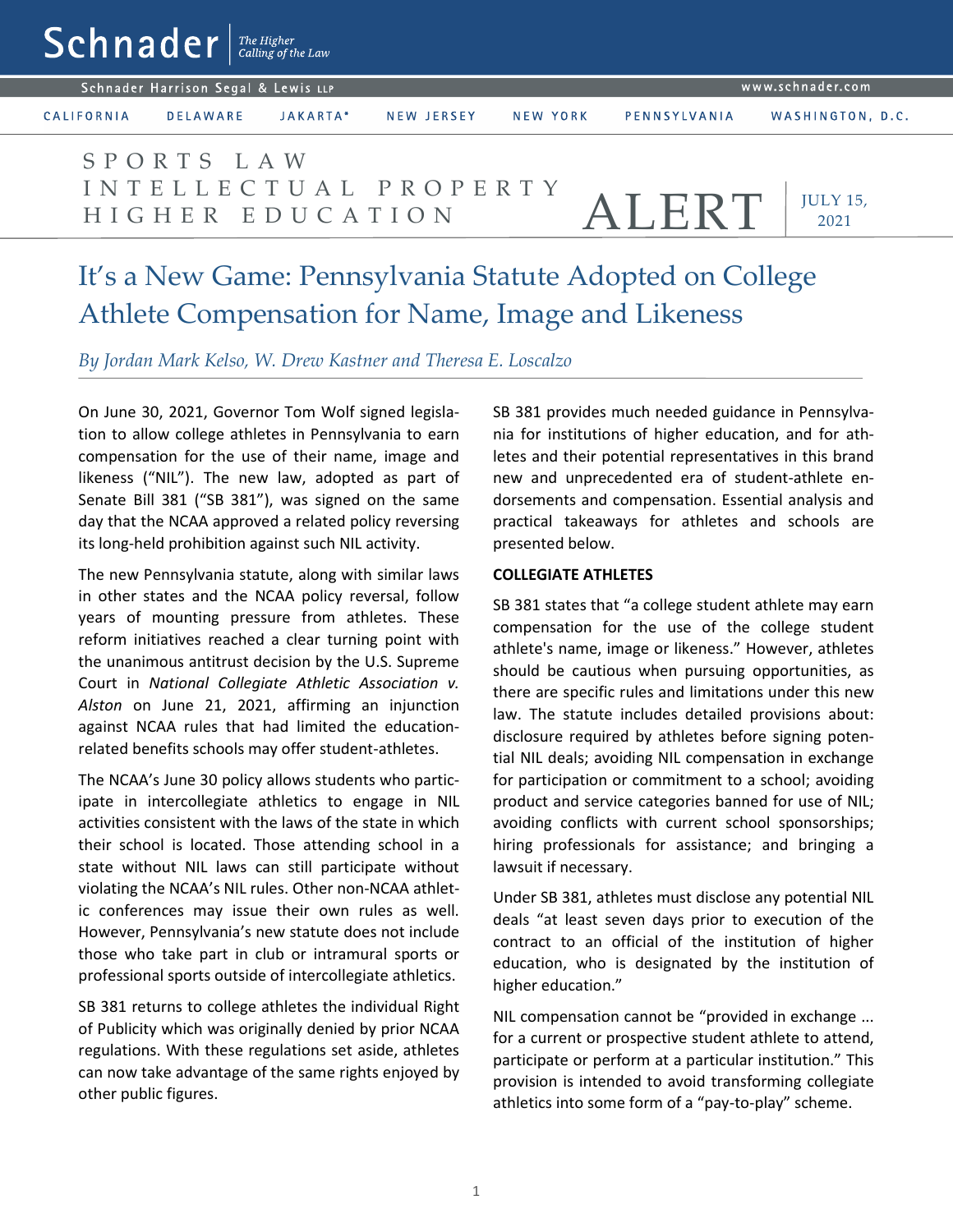Schnader | The Higher Calling of the Law

Schnader Harrison Segal & Lewis LLP

www.schnader.com

CALIFORNIA | DELAWARE | JAKARTA* | NEW JERSEY | NEW YORK | PENNSYLVANIA | WASHINGTON, D.C.

SPORTS LAW
INTELLECTUAL PROPERTY
HIGHER EDUCATION

ALERT

JULY 15, 2021

# It's a New Game: Pennsylvania Statute Adopted on College Athlete Compensation for Name, Image and Likeness

*By Jordan Mark Kelso, W. Drew Kastner and Theresa E. Loscalzo*

On June 30, 2021, Governor Tom Wolf signed legislation to allow college athletes in Pennsylvania to earn compensation for the use of their name, image and likeness ("NIL"). The new law, adopted as part of Senate Bill 381 ("SB 381"), was signed on the same day that the NCAA approved a related policy reversing its long-held prohibition against such NIL activity.

The new Pennsylvania statute, along with similar laws in other states and the NCAA policy reversal, follow years of mounting pressure from athletes. These reform initiatives reached a clear turning point with the unanimous antitrust decision by the U.S. Supreme Court in *National Collegiate Athletic Association v. Alston* on June 21, 2021, affirming an injunction against NCAA rules that had limited the education-related benefits schools may offer student-athletes.

The NCAA's June 30 policy allows students who participate in intercollegiate athletics to engage in NIL activities consistent with the laws of the state in which their school is located. Those attending school in a state without NIL laws can still participate without violating the NCAA's NIL rules. Other non-NCAA athletic conferences may issue their own rules as well. However, Pennsylvania's new statute does not include those who take part in club or intramural sports or professional sports outside of intercollegiate athletics.

SB 381 returns to college athletes the individual Right of Publicity which was originally denied by prior NCAA regulations. With these regulations set aside, athletes can now take advantage of the same rights enjoyed by other public figures.

SB 381 provides much needed guidance in Pennsylvania for institutions of higher education, and for athletes and their potential representatives in this brand new and unprecedented era of student-athlete endorsements and compensation. Essential analysis and practical takeaways for athletes and schools are presented below.

**COLLEGIATE ATHLETES**

SB 381 states that "a college student athlete may earn compensation for the use of the college student athlete's name, image or likeness." However, athletes should be cautious when pursuing opportunities, as there are specific rules and limitations under this new law. The statute includes detailed provisions about: disclosure required by athletes before signing potential NIL deals; avoiding NIL compensation in exchange for participation or commitment to a school; avoiding product and service categories banned for use of NIL; avoiding conflicts with current school sponsorships; hiring professionals for assistance; and bringing a lawsuit if necessary.

Under SB 381, athletes must disclose any potential NIL deals "at least seven days prior to execution of the contract to an official of the institution of higher education, who is designated by the institution of higher education."

NIL compensation cannot be "provided in exchange ... for a current or prospective student athlete to attend, participate or perform at a particular institution." This provision is intended to avoid transforming collegiate athletics into some form of a "pay-to-play" scheme.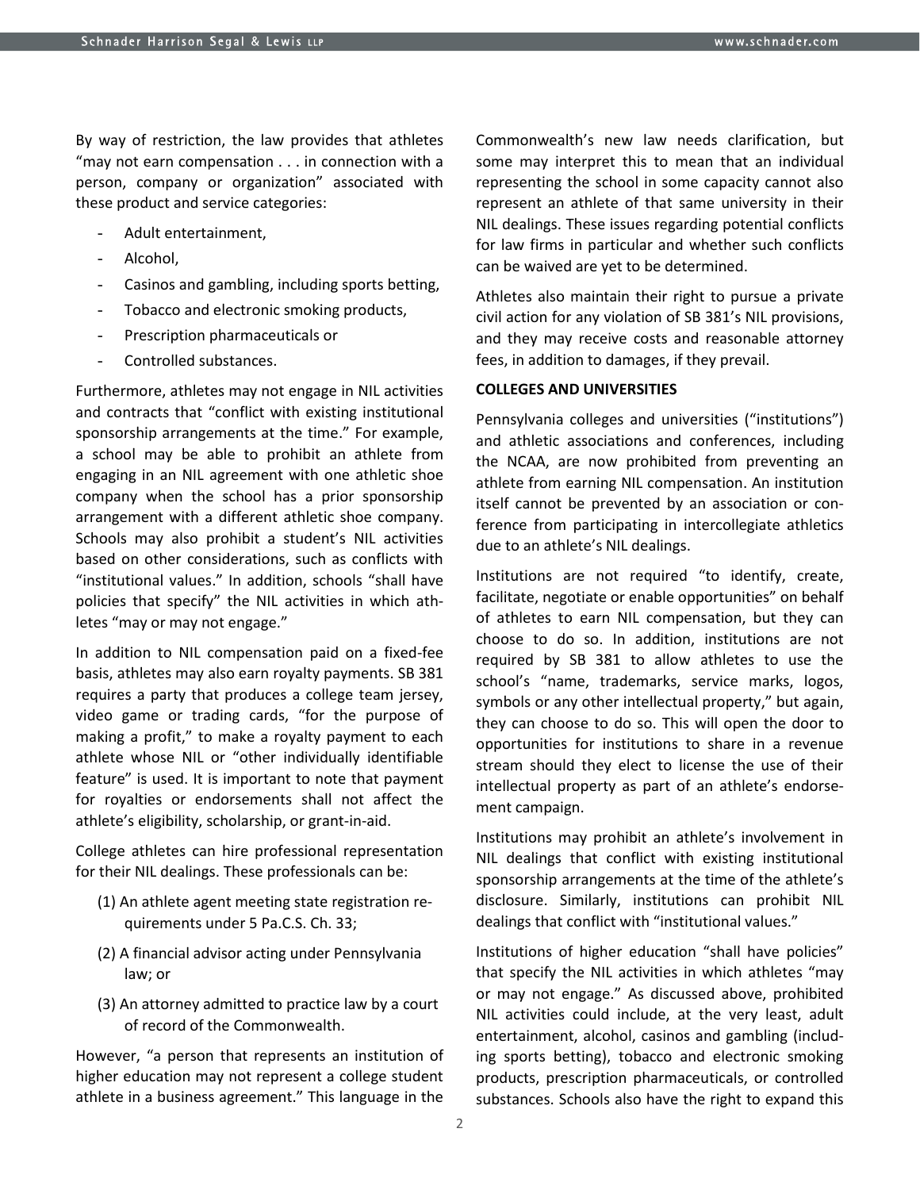By way of restriction, the law provides that athletes "may not earn compensation . . . in connection with a person, company or organization" associated with these product and service categories:

- Adult entertainment,
- Alcohol,
- Casinos and gambling, including sports betting,
- Tobacco and electronic smoking products,
- Prescription pharmaceuticals or
- Controlled substances.

Furthermore, athletes may not engage in NIL activities and contracts that "conflict with existing institutional sponsorship arrangements at the time." For example, a school may be able to prohibit an athlete from engaging in an NIL agreement with one athletic shoe company when the school has a prior sponsorship arrangement with a different athletic shoe company. Schools may also prohibit a student's NIL activities based on other considerations, such as conflicts with "institutional values." In addition, schools "shall have policies that specify" the NIL activities in which athletes "may or may not engage."

In addition to NIL compensation paid on a fixed-fee basis, athletes may also earn royalty payments. SB 381 requires a party that produces a college team jersey, video game or trading cards, "for the purpose of making a profit," to make a royalty payment to each athlete whose NIL or "other individually identifiable feature" is used. It is important to note that payment for royalties or endorsements shall not affect the athlete's eligibility, scholarship, or grant-in-aid.

College athletes can hire professional representation for their NIL dealings. These professionals can be:

(1) An athlete agent meeting state registration requirements under 5 Pa.C.S. Ch. 33;

(2) A financial advisor acting under Pennsylvania law; or

(3) An attorney admitted to practice law by a court of record of the Commonwealth.

However, "a person that represents an institution of higher education may not represent a college student athlete in a business agreement." This language in the Commonwealth's new law needs clarification, but some may interpret this to mean that an individual representing the school in some capacity cannot also represent an athlete of that same university in their NIL dealings. These issues regarding potential conflicts for law firms in particular and whether such conflicts can be waived are yet to be determined.

Athletes also maintain their right to pursue a private civil action for any violation of SB 381's NIL provisions, and they may receive costs and reasonable attorney fees, in addition to damages, if they prevail.

**COLLEGES AND UNIVERSITIES**

Pennsylvania colleges and universities ("institutions") and athletic associations and conferences, including the NCAA, are now prohibited from preventing an athlete from earning NIL compensation. An institution itself cannot be prevented by an association or conference from participating in intercollegiate athletics due to an athlete's NIL dealings.

Institutions are not required "to identify, create, facilitate, negotiate or enable opportunities" on behalf of athletes to earn NIL compensation, but they can choose to do so. In addition, institutions are not required by SB 381 to allow athletes to use the school's "name, trademarks, service marks, logos, symbols or any other intellectual property," but again, they can choose to do so. This will open the door to opportunities for institutions to share in a revenue stream should they elect to license the use of their intellectual property as part of an athlete's endorsement campaign.

Institutions may prohibit an athlete's involvement in NIL dealings that conflict with existing institutional sponsorship arrangements at the time of the athlete's disclosure. Similarly, institutions can prohibit NIL dealings that conflict with "institutional values."

Institutions of higher education "shall have policies" that specify the NIL activities in which athletes "may or may not engage." As discussed above, prohibited NIL activities could include, at the very least, adult entertainment, alcohol, casinos and gambling (including sports betting), tobacco and electronic smoking products, prescription pharmaceuticals, or controlled substances. Schools also have the right to expand this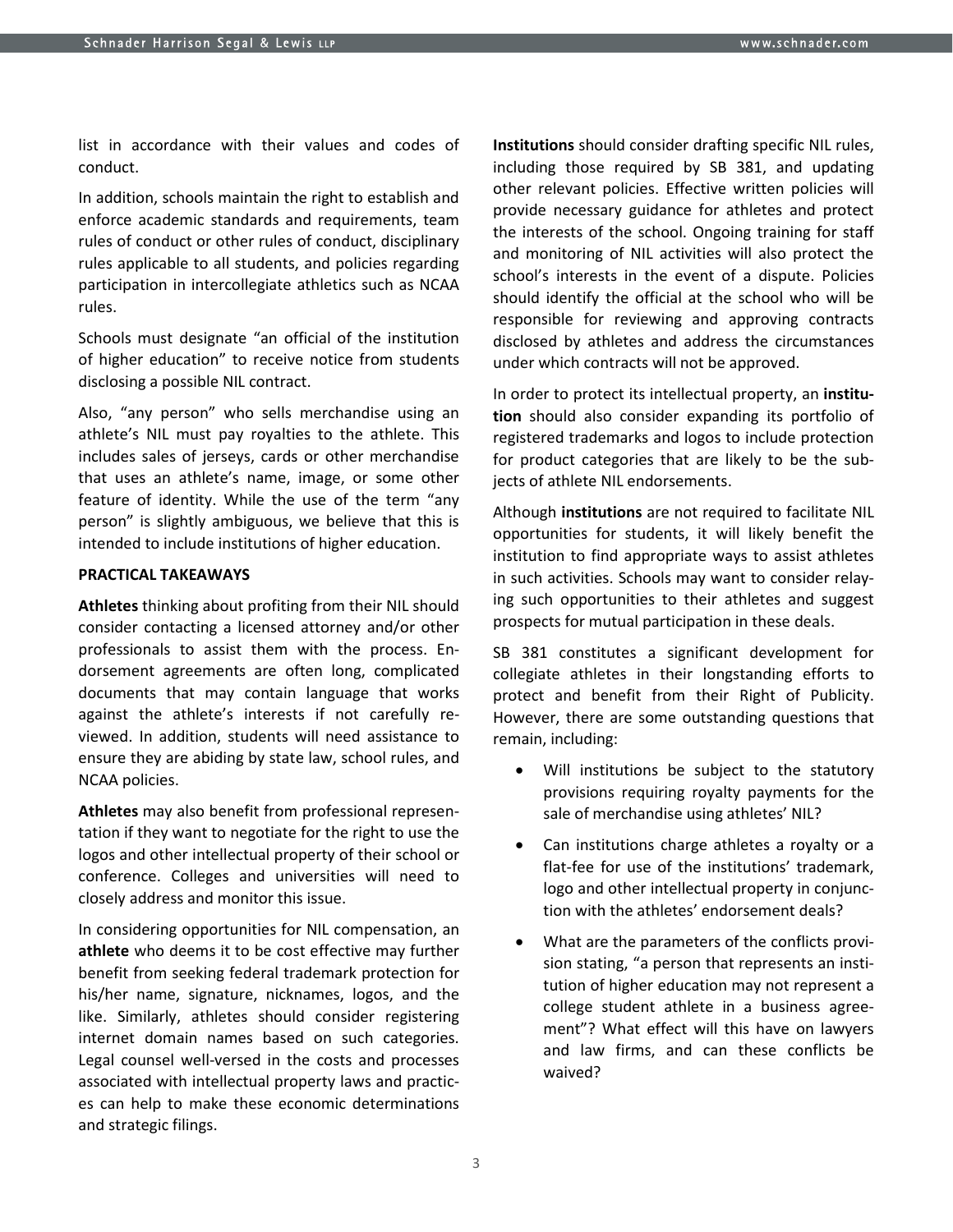list in accordance with their values and codes of conduct.

In addition, schools maintain the right to establish and enforce academic standards and requirements, team rules of conduct or other rules of conduct, disciplinary rules applicable to all students, and policies regarding participation in intercollegiate athletics such as NCAA rules.

Schools must designate "an official of the institution of higher education" to receive notice from students disclosing a possible NIL contract.

Also, "any person" who sells merchandise using an athlete's NIL must pay royalties to the athlete. This includes sales of jerseys, cards or other merchandise that uses an athlete's name, image, or some other feature of identity. While the use of the term "any person" is slightly ambiguous, we believe that this is intended to include institutions of higher education.

**PRACTICAL TAKEAWAYS**

**Athletes** thinking about profiting from their NIL should consider contacting a licensed attorney and/or other professionals to assist them with the process. Endorsement agreements are often long, complicated documents that may contain language that works against the athlete's interests if not carefully reviewed. In addition, students will need assistance to ensure they are abiding by state law, school rules, and NCAA policies.

**Athletes** may also benefit from professional representation if they want to negotiate for the right to use the logos and other intellectual property of their school or conference. Colleges and universities will need to closely address and monitor this issue.

In considering opportunities for NIL compensation, an **athlete** who deems it to be cost effective may further benefit from seeking federal trademark protection for his/her name, signature, nicknames, logos, and the like. Similarly, athletes should consider registering internet domain names based on such categories. Legal counsel well-versed in the costs and processes associated with intellectual property laws and practices can help to make these economic determinations and strategic filings.

**Institutions** should consider drafting specific NIL rules, including those required by SB 381, and updating other relevant policies. Effective written policies will provide necessary guidance for athletes and protect the interests of the school. Ongoing training for staff and monitoring of NIL activities will also protect the school's interests in the event of a dispute. Policies should identify the official at the school who will be responsible for reviewing and approving contracts disclosed by athletes and address the circumstances under which contracts will not be approved.

In order to protect its intellectual property, an **institution** should also consider expanding its portfolio of registered trademarks and logos to include protection for product categories that are likely to be the subjects of athlete NIL endorsements.

Although **institutions** are not required to facilitate NIL opportunities for students, it will likely benefit the institution to find appropriate ways to assist athletes in such activities. Schools may want to consider relaying such opportunities to their athletes and suggest prospects for mutual participation in these deals.

SB 381 constitutes a significant development for collegiate athletes in their longstanding efforts to protect and benefit from their Right of Publicity. However, there are some outstanding questions that remain, including:

- Will institutions be subject to the statutory provisions requiring royalty payments for the sale of merchandise using athletes' NIL?
- Can institutions charge athletes a royalty or a flat-fee for use of the institutions' trademark, logo and other intellectual property in conjunction with the athletes' endorsement deals?
- What are the parameters of the conflicts provision stating, "a person that represents an institution of higher education may not represent a college student athlete in a business agreement"? What effect will this have on lawyers and law firms, and can these conflicts be waived?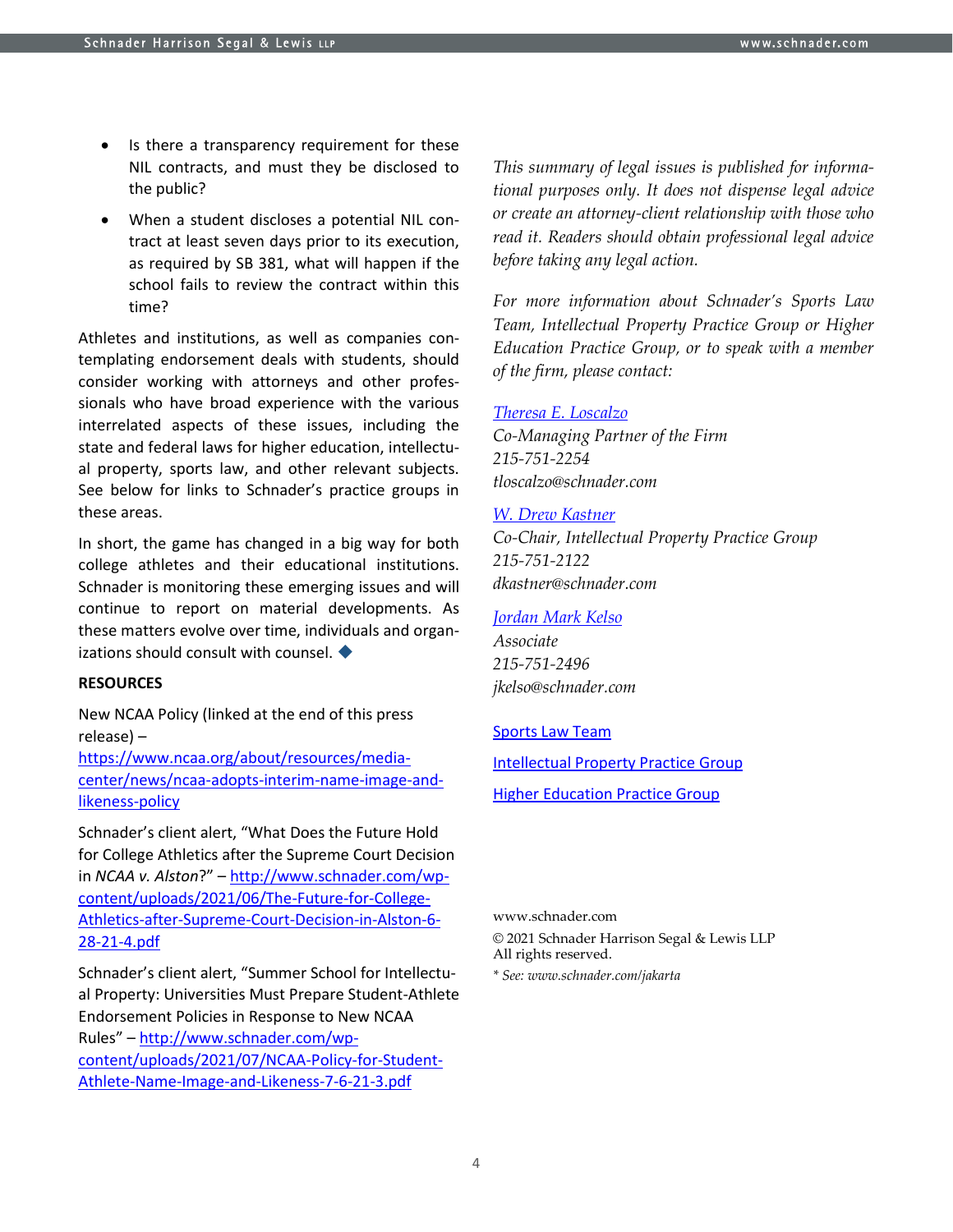- Is there a transparency requirement for these NIL contracts, and must they be disclosed to the public?
- When a student discloses a potential NIL contract at least seven days prior to its execution, as required by SB 381, what will happen if the school fails to review the contract within this time?

Athletes and institutions, as well as companies contemplating endorsement deals with students, should consider working with attorneys and other professionals who have broad experience with the various interrelated aspects of these issues, including the state and federal laws for higher education, intellectual property, sports law, and other relevant subjects. See below for links to Schnader's practice groups in these areas.

In short, the game has changed in a big way for both college athletes and their educational institutions. Schnader is monitoring these emerging issues and will continue to report on material developments. As these matters evolve over time, individuals and organizations should consult with counsel. ◆

**RESOURCES**

New NCAA Policy (linked at the end of this press release) – [https://www.ncaa.org/about/resources/media-center/news/ncaa-adopts-interim-name-image-and-likeness-policy](https://www.ncaa.org/about/resources/media-center/news/ncaa-adopts-interim-name-image-and-likeness-policy)

Schnader's client alert, "What Does the Future Hold for College Athletics after the Supreme Court Decision in *NCAA v. Alston*?" – [http://www.schnader.com/wp-content/uploads/2021/06/The-Future-for-College-Athletics-after-Supreme-Court-Decision-in-Alston-6-28-21-4.pdf](http://www.schnader.com/wp-content/uploads/2021/06/The-Future-for-College-Athletics-after-Supreme-Court-Decision-in-Alston-6-28-21-4.pdf)

Schnader's client alert, "Summer School for Intellectual Property: Universities Must Prepare Student-Athlete Endorsement Policies in Response to New NCAA Rules" – [http://www.schnader.com/wp-content/uploads/2021/07/NCAA-Policy-for-Student-Athlete-Name-Image-and-Likeness-7-6-21-3.pdf](http://www.schnader.com/wp-content/uploads/2021/07/NCAA-Policy-for-Student-Athlete-Name-Image-and-Likeness-7-6-21-3.pdf)

*This summary of legal issues is published for informational purposes only. It does not dispense legal advice or create an attorney-client relationship with those who read it. Readers should obtain professional legal advice before taking any legal action.*

*For more information about Schnader's Sports Law Team, Intellectual Property Practice Group or Higher Education Practice Group, or to speak with a member of the firm, please contact:*

*Theresa E. Loscalzo*
*Co-Managing Partner of the Firm*
*215-751-2254*
*tloscalzo@schnader.com*

*W. Drew Kastner*
*Co-Chair, Intellectual Property Practice Group*
*215-751-2122*
*dkastner@schnader.com*

*Jordan Mark Kelso*
*Associate*
*215-751-2496*
*jkelso@schnader.com*

Sports Law Team

Intellectual Property Practice Group

Higher Education Practice Group

www.schnader.com

© 2021 Schnader Harrison Segal & Lewis LLP
All rights reserved.

\* *See: www.schnader.com/jakarta*